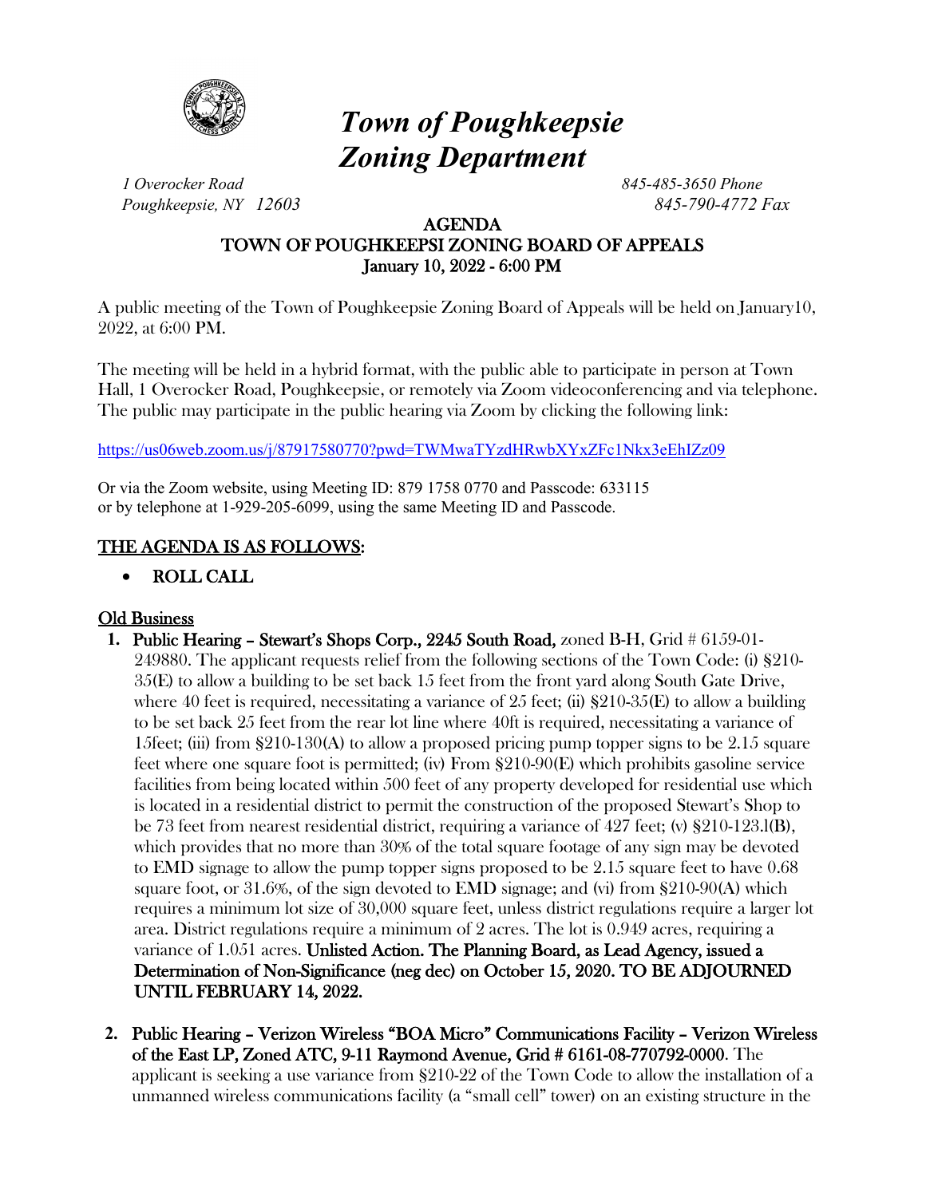# *Town of Poughkeepsie*
# *Zoning Department*

*1 Overocker Road*
*Poughkeepsie, NY 12603*

*845-485-3650 Phone*
*845-790-4772 Fax*

## AGENDA
## TOWN OF POUGHKEEPSI ZONING BOARD OF APPEALS
## January 10, 2022 - 6:00 PM

A public meeting of the Town of Poughkeepsie Zoning Board of Appeals will be held on January10, 2022, at 6:00 PM.

The meeting will be held in a hybrid format, with the public able to participate in person at Town Hall, 1 Overocker Road, Poughkeepsie, or remotely via Zoom videoconferencing and via telephone. The public may participate in the public hearing via Zoom by clicking the following link:

https://us06web.zoom.us/j/87917580770?pwd=TWMwaTYzdHRwbXYxZFc1Nkx3eEhIZz09

Or via the Zoom website, using Meeting ID: 879 1758 0770 and Passcode: 633115
or by telephone at 1-929-205-6099, using the same Meeting ID and Passcode.

## THE AGENDA IS AS FOLLOWS:

- **ROLL CALL**

### Old Business

1. **Public Hearing – Stewart's Shops Corp., 2245 South Road,** zoned B-H, Grid # 6159-01-249880. The applicant requests relief from the following sections of the Town Code: (i) §210-35(E) to allow a building to be set back 15 feet from the front yard along South Gate Drive, where 40 feet is required, necessitating a variance of 25 feet; (ii) §210-35(E) to allow a building to be set back 25 feet from the rear lot line where 40ft is required, necessitating a variance of 15feet; (iii) from §210-130(A) to allow a proposed pricing pump topper signs to be 2.15 square feet where one square foot is permitted; (iv) From §210-90(E) which prohibits gasoline service facilities from being located within 500 feet of any property developed for residential use which is located in a residential district to permit the construction of the proposed Stewart's Shop to be 73 feet from nearest residential district, requiring a variance of 427 feet; (v) §210-123.l(B), which provides that no more than 30% of the total square footage of any sign may be devoted to EMD signage to allow the pump topper signs proposed to be 2.15 square feet to have 0.68 square foot, or 31.6%, of the sign devoted to EMD signage; and (vi) from §210-90(A) which requires a minimum lot size of 30,000 square feet, unless district regulations require a larger lot area. District regulations require a minimum of 2 acres. The lot is 0.949 acres, requiring a variance of 1.051 acres. **Unlisted Action. The Planning Board, as Lead Agency, issued a Determination of Non-Significance (neg dec) on October 15, 2020. TO BE ADJOURNED UNTIL FEBRUARY 14, 2022.**

2. **Public Hearing – Verizon Wireless "BOA Micro" Communications Facility – Verizon Wireless of the East LP, Zoned ATC, 9-11 Raymond Avenue, Grid # 6161-08-770792-0000.** The applicant is seeking a use variance from §210-22 of the Town Code to allow the installation of a unmanned wireless communications facility (a "small cell" tower) on an existing structure in the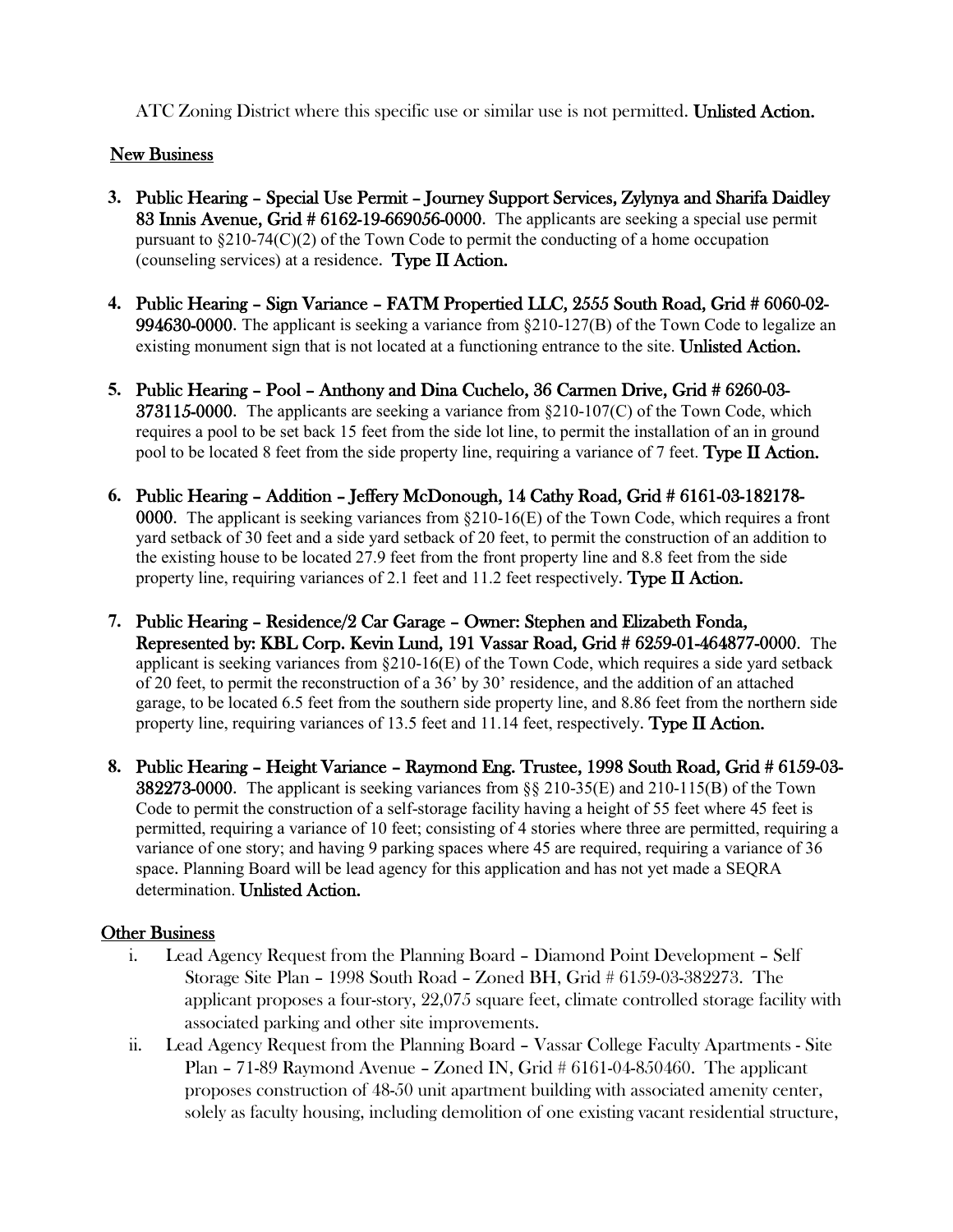ATC Zoning District where this specific use or similar use is not permitted. **Unlisted Action.**

## New Business

3. **Public Hearing – Special Use Permit – Journey Support Services, Zylynya and Sharifa Daidley 83 Innis Avenue, Grid # 6162-19-669056-0000**. The applicants are seeking a special use permit pursuant to §210-74(C)(2) of the Town Code to permit the conducting of a home occupation (counseling services) at a residence. **Type II Action.**

4. **Public Hearing – Sign Variance – FATM Propertied LLC, 2555 South Road, Grid # 6060-02-994630-0000**. The applicant is seeking a variance from §210-127(B) of the Town Code to legalize an existing monument sign that is not located at a functioning entrance to the site. **Unlisted Action.**

5. **Public Hearing – Pool – Anthony and Dina Cuchelo, 36 Carmen Drive, Grid # 6260-03-373115-0000**. The applicants are seeking a variance from §210-107(C) of the Town Code, which requires a pool to be set back 15 feet from the side lot line, to permit the installation of an in ground pool to be located 8 feet from the side property line, requiring a variance of 7 feet. **Type II Action.**

6. **Public Hearing – Addition – Jeffery McDonough, 14 Cathy Road, Grid # 6161-03-182178-0000**. The applicant is seeking variances from §210-16(E) of the Town Code, which requires a front yard setback of 30 feet and a side yard setback of 20 feet, to permit the construction of an addition to the existing house to be located 27.9 feet from the front property line and 8.8 feet from the side property line, requiring variances of 2.1 feet and 11.2 feet respectively. **Type II Action.**

7. **Public Hearing – Residence/2 Car Garage – Owner: Stephen and Elizabeth Fonda, Represented by: KBL Corp. Kevin Lund, 191 Vassar Road, Grid # 6259-01-464877-0000**. The applicant is seeking variances from §210-16(E) of the Town Code, which requires a side yard setback of 20 feet, to permit the reconstruction of a 36' by 30' residence, and the addition of an attached garage, to be located 6.5 feet from the southern side property line, and 8.86 feet from the northern side property line, requiring variances of 13.5 feet and 11.14 feet, respectively. **Type II Action.**

8. **Public Hearing – Height Variance – Raymond Eng. Trustee, 1998 South Road, Grid # 6159-03-382273-0000**. The applicant is seeking variances from §§ 210-35(E) and 210-115(B) of the Town Code to permit the construction of a self-storage facility having a height of 55 feet where 45 feet is permitted, requiring a variance of 10 feet; consisting of 4 stories where three are permitted, requiring a variance of one story; and having 9 parking spaces where 45 are required, requiring a variance of 36 space. Planning Board will be lead agency for this application and has not yet made a SEQRA determination. **Unlisted Action.**

## Other Business

i. Lead Agency Request from the Planning Board – Diamond Point Development – Self Storage Site Plan – 1998 South Road – Zoned BH, Grid # 6159-03-382273. The applicant proposes a four-story, 22,075 square feet, climate controlled storage facility with associated parking and other site improvements.

ii. Lead Agency Request from the Planning Board – Vassar College Faculty Apartments - Site Plan – 71-89 Raymond Avenue – Zoned IN, Grid # 6161-04-850460. The applicant proposes construction of 48-50 unit apartment building with associated amenity center, solely as faculty housing, including demolition of one existing vacant residential structure,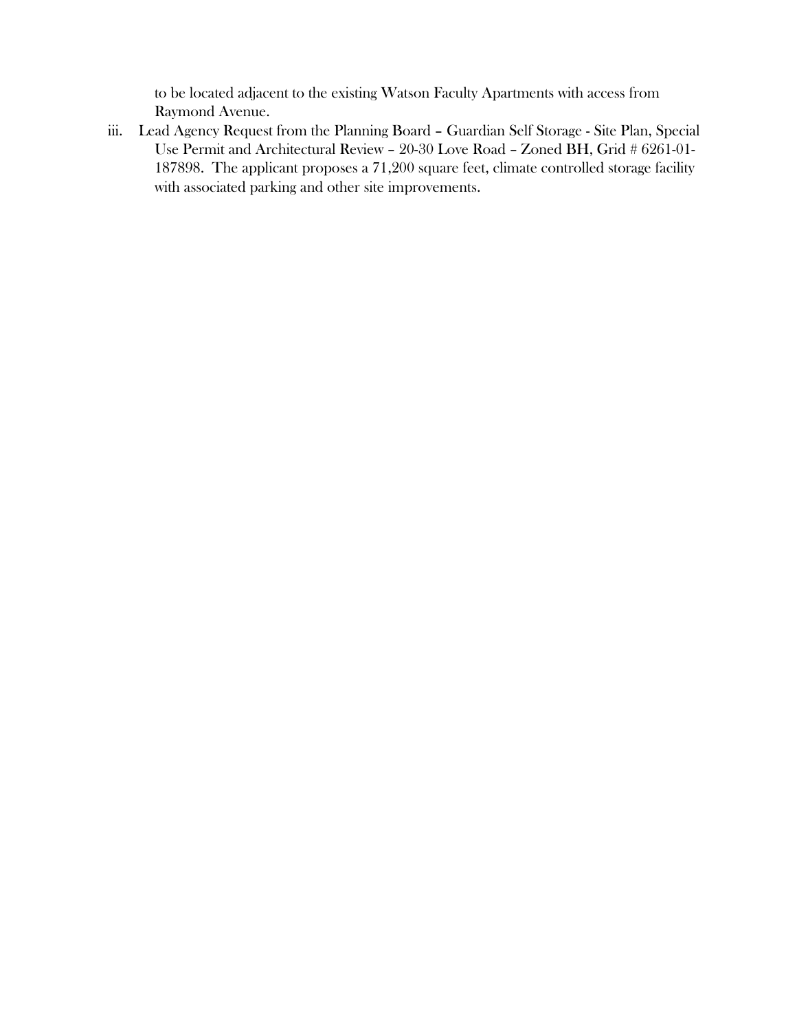to be located adjacent to the existing Watson Faculty Apartments with access from Raymond Avenue.

iii. Lead Agency Request from the Planning Board – Guardian Self Storage - Site Plan, Special Use Permit and Architectural Review – 20-30 Love Road – Zoned BH, Grid # 6261-01-187898. The applicant proposes a 71,200 square feet, climate controlled storage facility with associated parking and other site improvements.